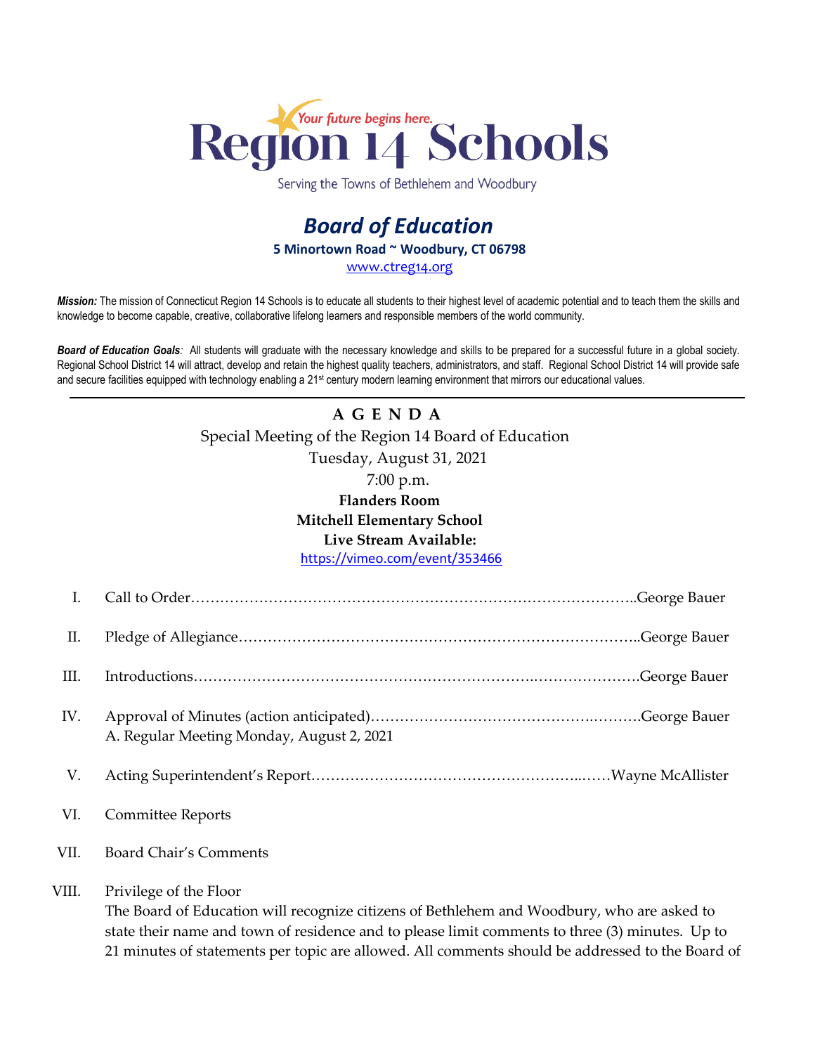# Region 14 Schools

*Your future begins here.*

Serving the Towns of Bethlehem and Woodbury

## *Board of Education*

**5 Minortown Road ~ Woodbury, CT 06798**

www.ctreg14.org

***Mission:*** The mission of Connecticut Region 14 Schools is to educate all students to their highest level of academic potential and to teach them the skills and knowledge to become capable, creative, collaborative lifelong learners and responsible members of the world community.

***Board of Education Goals**:* All students will graduate with the necessary knowledge and skills to be prepared for a successful future in a global society. Regional School District 14 will attract, develop and retain the highest quality teachers, administrators, and staff. Regional School District 14 will provide safe and secure facilities equipped with technology enabling a 21st century modern learning environment that mirrors our educational values.

---

**A G E N D A**

Special Meeting of the Region 14 Board of Education

Tuesday, August 31, 2021

7:00 p.m.

**Flanders Room**

**Mitchell Elementary School**

**Live Stream Available:**

https://vimeo.com/event/353466

I. Call to Order……………………………………………………………………………..George Bauer

II. Pledge of Allegiance………………………………………………………………………..George Bauer

III. Introductions……………………………………………………………..…………………George Bauer

IV. Approval of Minutes (action anticipated)……………………………………….……….George Bauer
   A. Regular Meeting Monday, August 2, 2021

V. Acting Superintendent's Report……………………………………………...……Wayne McAllister

VI. Committee Reports

VII. Board Chair's Comments

VIII. Privilege of the Floor
   The Board of Education will recognize citizens of Bethlehem and Woodbury, who are asked to state their name and town of residence and to please limit comments to three (3) minutes. Up to 21 minutes of statements per topic are allowed. All comments should be addressed to the Board of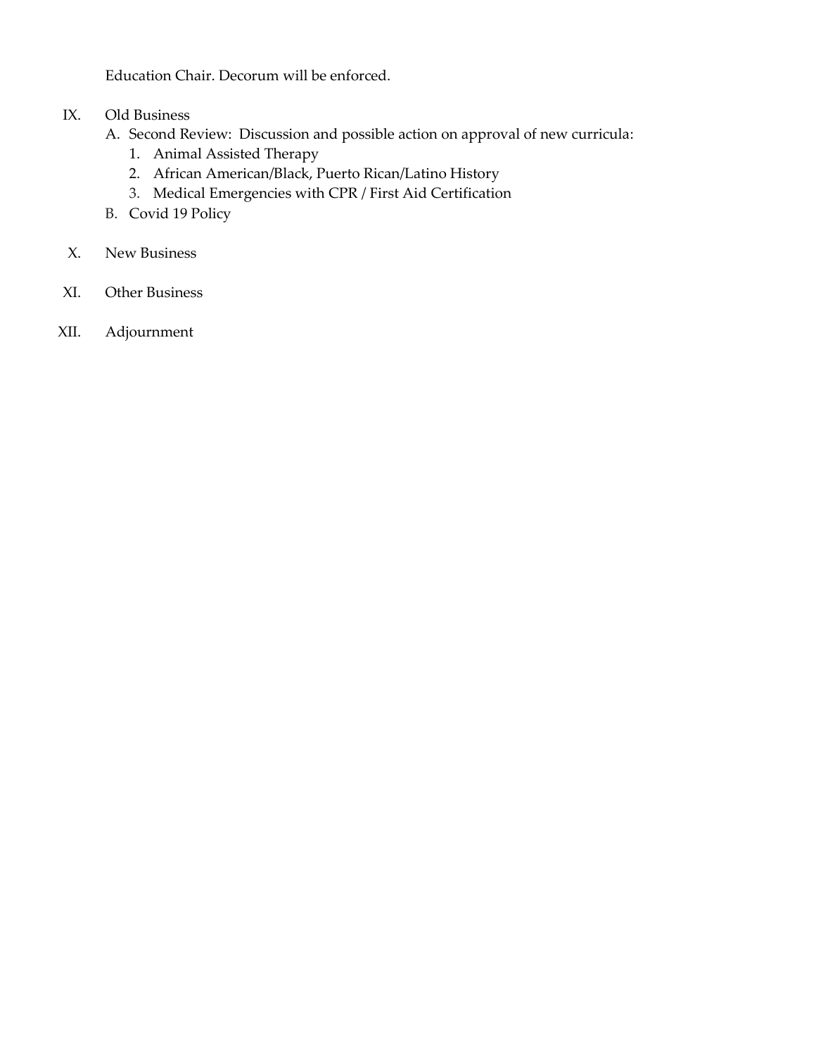Education Chair. Decorum will be enforced.

IX. Old Business
   A. Second Review: Discussion and possible action on approval of new curricula:
      1. Animal Assisted Therapy
      2. African American/Black, Puerto Rican/Latino History
      3. Medical Emergencies with CPR / First Aid Certification
   B. Covid 19 Policy

X. New Business

XI. Other Business

XII. Adjournment